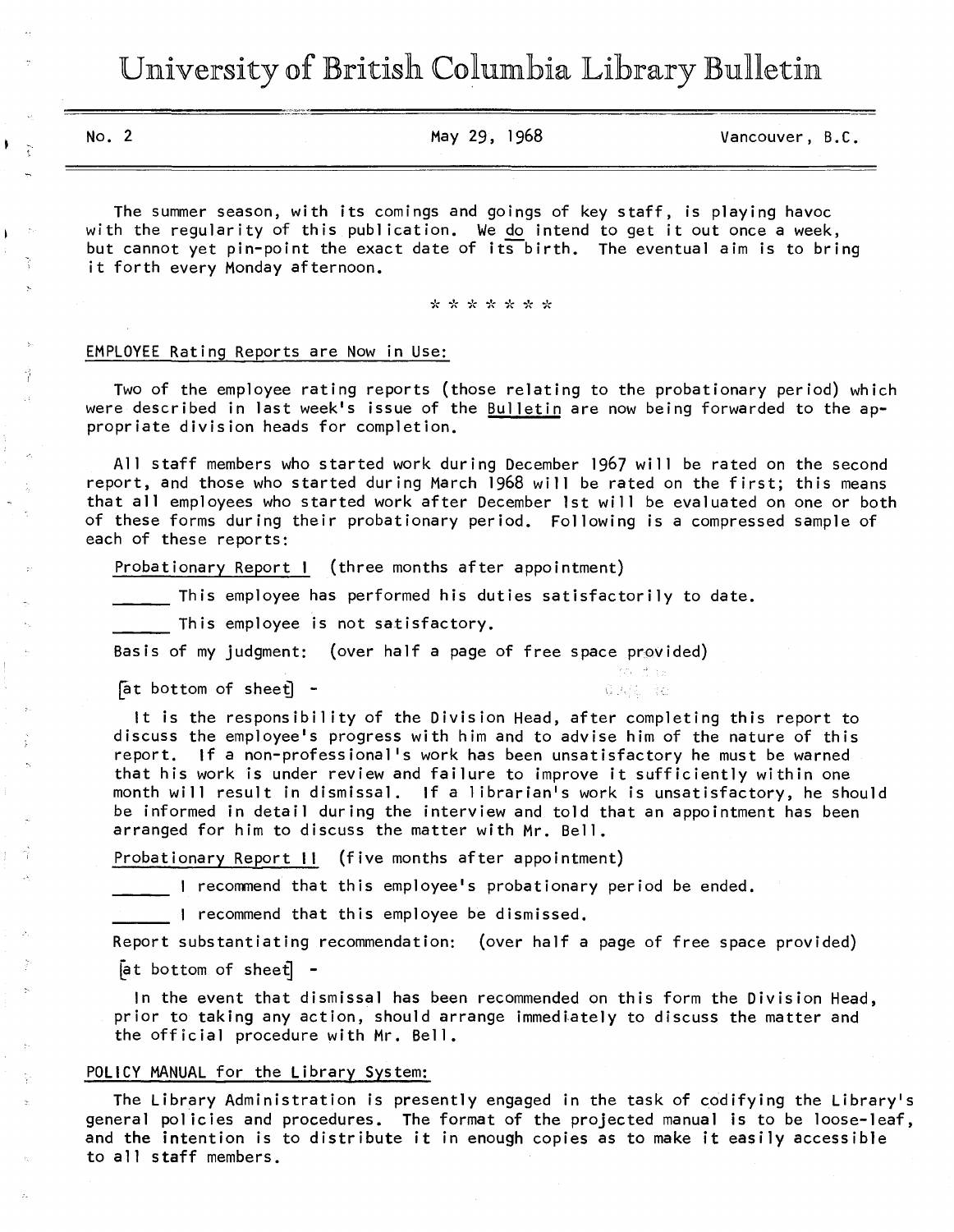# University of British Columbia Library Bulletin

No. 2 | May 29, 1968 | Vancouver, B.C.

The summer season, with its comings and goings of key staff, is playing havoc with the regularity of this publication. We <u>do</u> intend to get it out once a week, but cannot yet pin-point the exact date of its birth. The eventual aim is to bring it forth every Monday afternoon.

\* \* \* \* \* \* \*

## EMPLOYEE Rating Reports are Now in Use:

Two of the employee rating reports (those relating to the probationary period) which were described in last week's issue of the *Bulletin* are now being forwarded to the appropriate division heads for completion.

All staff members who started work during December 1967 will be rated on the second report, and those who started during March 1968 will be rated on the first; this means that all employees who started work after December 1st will be evaluated on one or both of these forms during their probationary period. Following is a compressed sample of each of these reports:

Probationary Report I (three months after appointment)

\_\_\_\_\_ This employee has performed his duties satisfactorily to date.

\_\_\_\_\_ This employee is not satisfactory.

Basis of my judgment: (over half a page of free space provided)

[at bottom of sheet] -

It is the responsibility of the Division Head, after completing this report to discuss the employee's progress with him and to advise him of the nature of this report. If a non-professional's work has been unsatisfactory he must be warned that his work is under review and failure to improve it sufficiently within one month will result in dismissal. If a librarian's work is unsatisfactory, he should be informed in detail during the interview and told that an appointment has been arranged for him to discuss the matter with Mr. Bell.

Probationary Report II (five months after appointment)

\_\_\_\_\_ I recommend that this employee's probationary period be ended.

\_\_\_\_\_ I recommend that this employee be dismissed.

Report substantiating recommendation: (over half a page of free space provided)

[at bottom of sheet] -

In the event that dismissal has been recommended on this form the Division Head, prior to taking any action, should arrange immediately to discuss the matter and the official procedure with Mr. Bell.

## POLICY MANUAL for the Library System:

The Library Administration is presently engaged in the task of codifying the Library's general policies and procedures. The format of the projected manual is to be loose-leaf, and the intention is to distribute it in enough copies as to make it easily accessible to all staff members.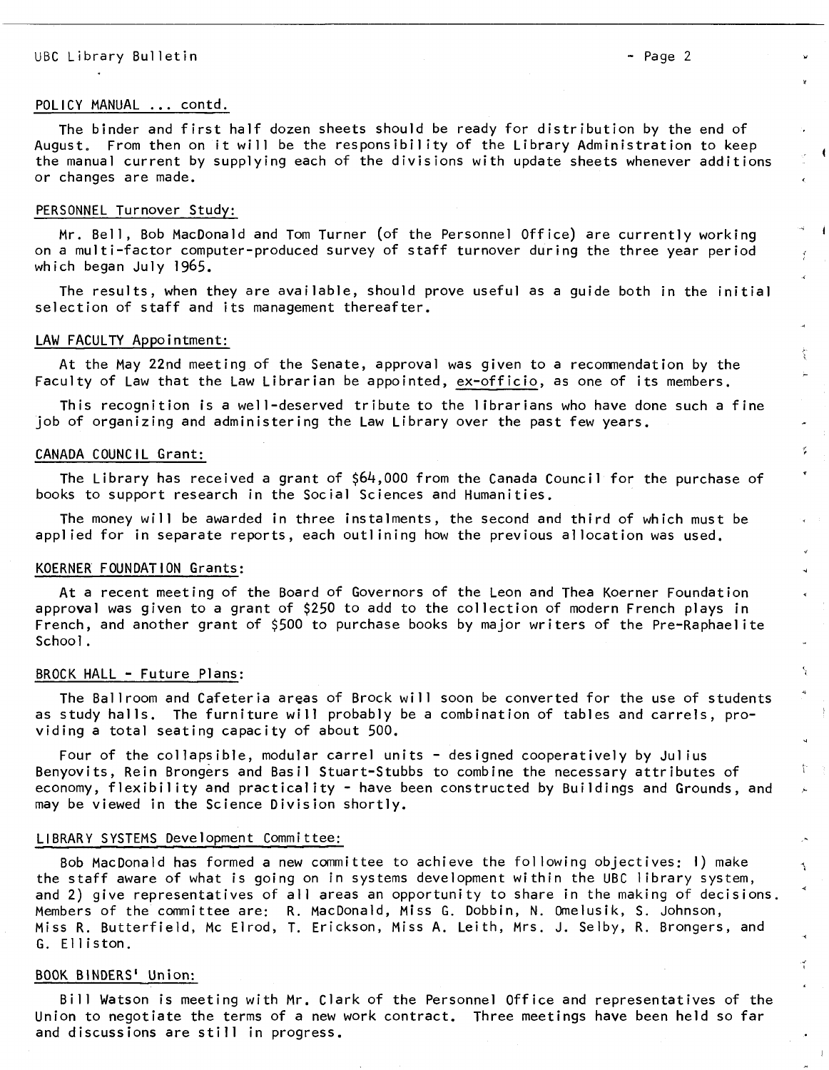POLICY MANUAL ... contd.

The binder and first half dozen sheets should be ready for distribution by the end of August. From then on it will be the responsibility of the Library Administration to keep the manual current by supplying each of the divisions with update sheets whenever additions or changes are made.

PERSONNEL Turnover Study:

Mr. Bell, Bob MacDonald and Tom Turner (of the Personnel Office) are currently working on a multi-factor computer-produced survey of staff turnover during the three year period which began July 1965.

The results, when they are available, should prove useful as a guide both in the initial selection of staff and its management thereafter.

LAW FACULTY Appointment:

At the May 22nd meeting of the Senate, approval was given to a recommendation by the Faculty of Law that the Law Librarian be appointed, ex-officio, as one of its members.

This recognition is a well-deserved tribute to the librarians who have done such a fine job of organizing and administering the Law Library over the past few years.

CANADA COUNCIL Grant:

The Library has received a grant of $64,000 from the Canada Council for the purchase of books to support research in the Social Sciences and Humanities.

The money will be awarded in three instalments, the second and third of which must be applied for in separate reports, each outlining how the previous allocation was used.

KOERNER FOUNDATION Grants:

At a recent meeting of the Board of Governors of the Leon and Thea Koerner Foundation approval was given to a grant of $250 to add to the collection of modern French plays in French, and another grant of $500 to purchase books by major writers of the Pre-Raphaelite School.

BROCK HALL - Future Plans:

The Ballroom and Cafeteria areas of Brock will soon be converted for the use of students as study halls. The furniture will probably be a combination of tables and carrels, providing a total seating capacity of about 500.

Four of the collapsible, modular carrel units - designed cooperatively by Julius Benyovits, Rein Brongers and Basil Stuart-Stubbs to combine the necessary attributes of economy, flexibility and practicality - have been constructed by Buildings and Grounds, and may be viewed in the Science Division shortly.

LIBRARY SYSTEMS Development Committee:

Bob MacDonald has formed a new committee to achieve the following objectives: 1) make the staff aware of what is going on in systems development within the UBC library system, and 2) give representatives of all areas an opportunity to share in the making of decisions. Members of the committee are: R. MacDonald, Miss G. Dobbin, N. Omelusik, S. Johnson, Miss R. Butterfield, Mc Elrod, T. Erickson, Miss A. Leith, Mrs. J. Selby, R. Brongers, and G. Elliston.

BOOK BINDERS' Union:

Bill Watson is meeting with Mr. Clark of the Personnel Office and representatives of the Union to negotiate the terms of a new work contract. Three meetings have been held so far and discussions are still in progress.